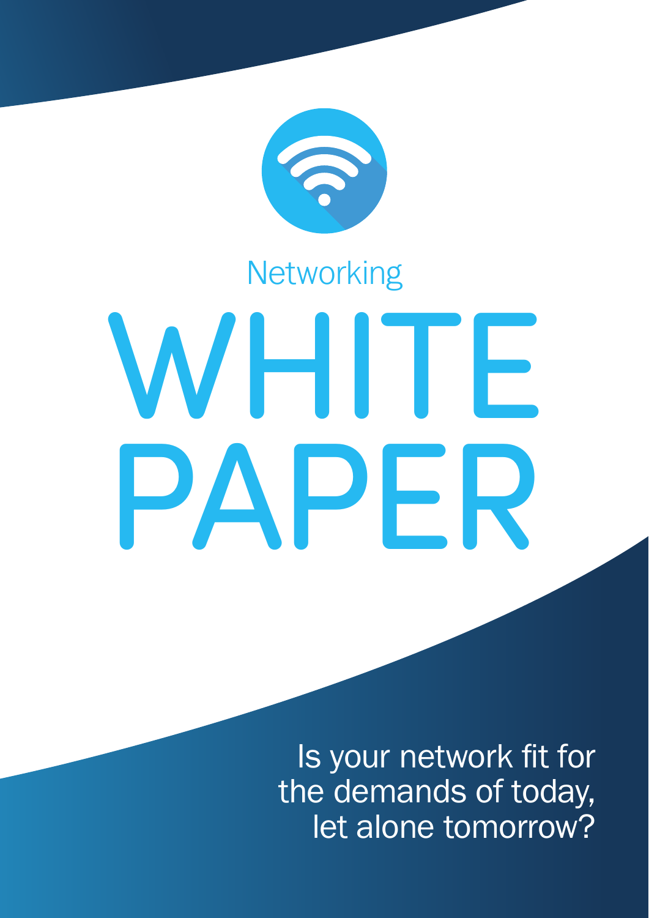Networking

# WHITE PAPER

Is your network fit for the demands of today, let alone tomorrow?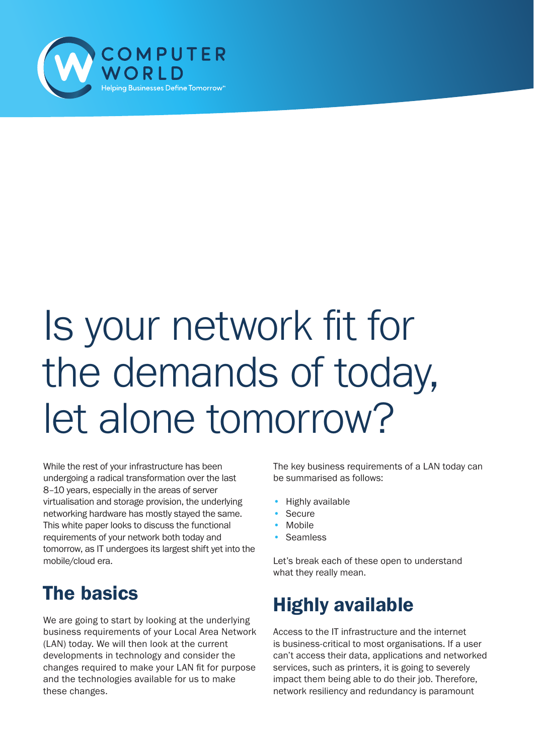# Is your network fit for the demands of today, let alone tomorrow?

While the rest of your infrastructure has been undergoing a radical transformation over the last 8–10 years, especially in the areas of server virtualisation and storage provision, the underlying networking hardware has mostly stayed the same. This white paper looks to discuss the functional requirements of your network both today and tomorrow, as IT undergoes its largest shift yet into the mobile/cloud era.

## The basics

We are going to start by looking at the underlying business requirements of your Local Area Network (LAN) today. We will then look at the current developments in technology and consider the changes required to make your LAN fit for purpose and the technologies available for us to make these changes.

The key business requirements of a LAN today can be summarised as follows:

- Highly available
- Secure
- Mobile
- Seamless

Let's break each of these open to understand what they really mean.

## Highly available

Access to the IT infrastructure and the internet is business-critical to most organisations. If a user can't access their data, applications and networked services, such as printers, it is going to severely impact them being able to do their job. Therefore, network resiliency and redundancy is paramount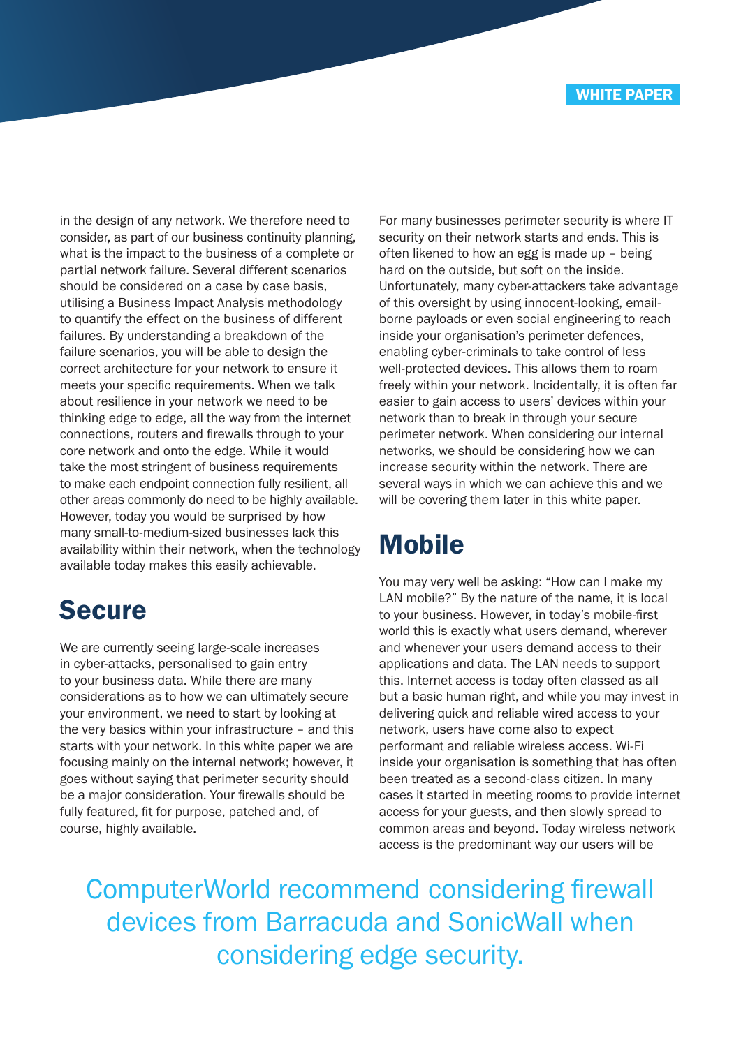in the design of any network. We therefore need to consider, as part of our business continuity planning, what is the impact to the business of a complete or partial network failure. Several different scenarios should be considered on a case by case basis, utilising a Business Impact Analysis methodology to quantify the effect on the business of different failures. By understanding a breakdown of the failure scenarios, you will be able to design the correct architecture for your network to ensure it meets your specific requirements. When we talk about resilience in your network we need to be thinking edge to edge, all the way from the internet connections, routers and firewalls through to your core network and onto the edge. While it would take the most stringent of business requirements to make each endpoint connection fully resilient, all other areas commonly do need to be highly available. However, today you would be surprised by how many small-to-medium-sized businesses lack this availability within their network, when the technology available today makes this easily achievable.

## Secure

We are currently seeing large-scale increases in cyber-attacks, personalised to gain entry to your business data. While there are many considerations as to how we can ultimately secure your environment, we need to start by looking at the very basics within your infrastructure – and this starts with your network. In this white paper we are focusing mainly on the internal network; however, it goes without saying that perimeter security should be a major consideration. Your firewalls should be fully featured, fit for purpose, patched and, of course, highly available.

For many businesses perimeter security is where IT security on their network starts and ends. This is often likened to how an egg is made up – being hard on the outside, but soft on the inside. Unfortunately, many cyber-attackers take advantage of this oversight by using innocent-looking, email-borne payloads or even social engineering to reach inside your organisation's perimeter defences, enabling cyber-criminals to take control of less well-protected devices. This allows them to roam freely within your network. Incidentally, it is often far easier to gain access to users' devices within your network than to break in through your secure perimeter network. When considering our internal networks, we should be considering how we can increase security within the network. There are several ways in which we can achieve this and we will be covering them later in this white paper.

## Mobile

You may very well be asking: "How can I make my LAN mobile?" By the nature of the name, it is local to your business. However, in today's mobile-first world this is exactly what users demand, wherever and whenever your users demand access to their applications and data. The LAN needs to support this. Internet access is today often classed as all but a basic human right, and while you may invest in delivering quick and reliable wired access to your network, users have come also to expect performant and reliable wireless access. Wi-Fi inside your organisation is something that has often been treated as a second-class citizen. In many cases it started in meeting rooms to provide internet access for your guests, and then slowly spread to common areas and beyond. Today wireless network access is the predominant way our users will be

ComputerWorld recommend considering firewall devices from Barracuda and SonicWall when considering edge security.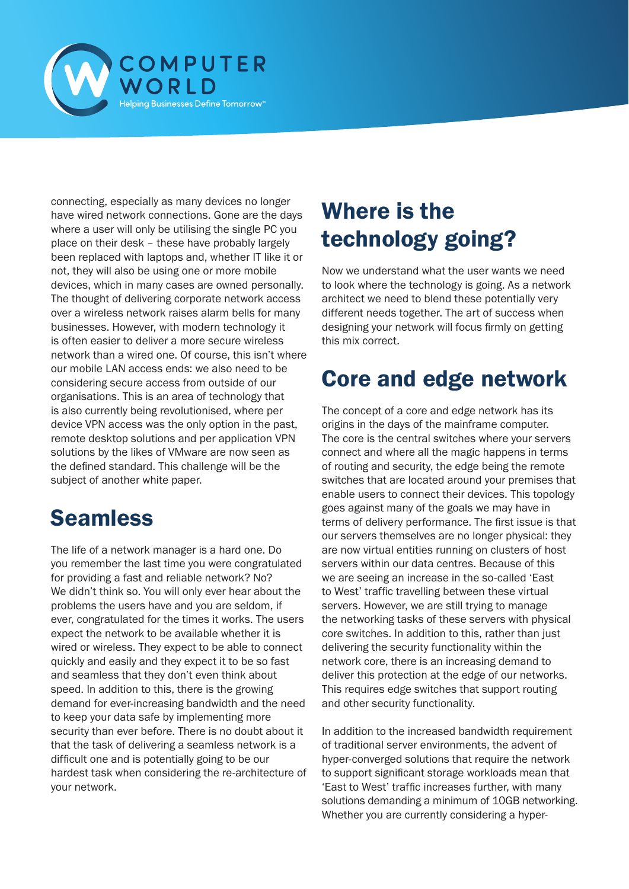connecting, especially as many devices no longer have wired network connections. Gone are the days where a user will only be utilising the single PC you place on their desk – these have probably largely been replaced with laptops and, whether IT like it or not, they will also be using one or more mobile devices, which in many cases are owned personally. The thought of delivering corporate network access over a wireless network raises alarm bells for many businesses. However, with modern technology it is often easier to deliver a more secure wireless network than a wired one. Of course, this isn't where our mobile LAN access ends: we also need to be considering secure access from outside of our organisations. This is an area of technology that is also currently being revolutionised, where per device VPN access was the only option in the past, remote desktop solutions and per application VPN solutions by the likes of VMware are now seen as the defined standard. This challenge will be the subject of another white paper.

## Seamless

The life of a network manager is a hard one. Do you remember the last time you were congratulated for providing a fast and reliable network? No? We didn't think so. You will only ever hear about the problems the users have and you are seldom, if ever, congratulated for the times it works. The users expect the network to be available whether it is wired or wireless. They expect to be able to connect quickly and easily and they expect it to be so fast and seamless that they don't even think about speed. In addition to this, there is the growing demand for ever-increasing bandwidth and the need to keep your data safe by implementing more security than ever before. There is no doubt about it that the task of delivering a seamless network is a difficult one and is potentially going to be our hardest task when considering the re-architecture of your network.

## Where is the technology going?

Now we understand what the user wants we need to look where the technology is going. As a network architect we need to blend these potentially very different needs together. The art of success when designing your network will focus firmly on getting this mix correct.

## Core and edge network

The concept of a core and edge network has its origins in the days of the mainframe computer. The core is the central switches where your servers connect and where all the magic happens in terms of routing and security, the edge being the remote switches that are located around your premises that enable users to connect their devices. This topology goes against many of the goals we may have in terms of delivery performance. The first issue is that our servers themselves are no longer physical: they are now virtual entities running on clusters of host servers within our data centres. Because of this we are seeing an increase in the so-called 'East to West' traffic travelling between these virtual servers. However, we are still trying to manage the networking tasks of these servers with physical core switches. In addition to this, rather than just delivering the security functionality within the network core, there is an increasing demand to deliver this protection at the edge of our networks. This requires edge switches that support routing and other security functionality.

In addition to the increased bandwidth requirement of traditional server environments, the advent of hyper-converged solutions that require the network to support significant storage workloads mean that 'East to West' traffic increases further, with many solutions demanding a minimum of 10GB networking. Whether you are currently considering a hyper-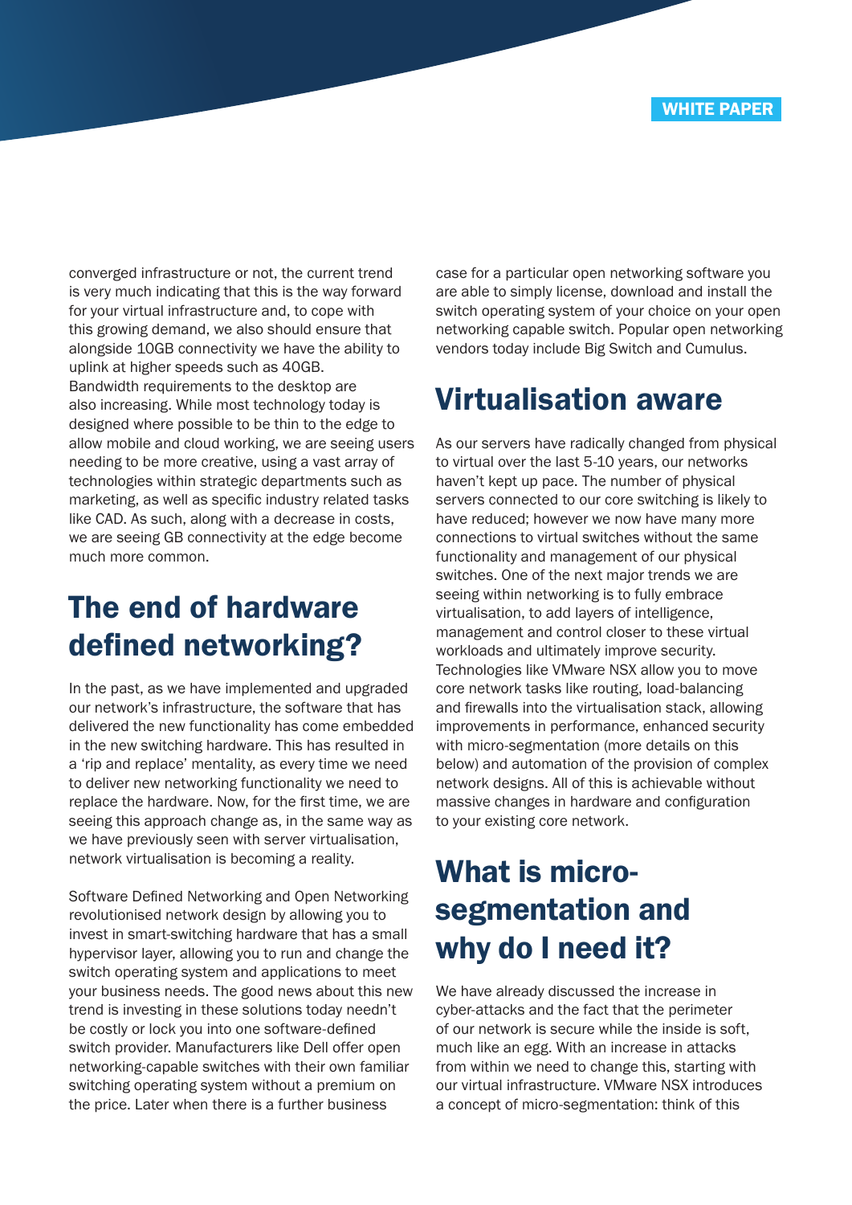converged infrastructure or not, the current trend is very much indicating that this is the way forward for your virtual infrastructure and, to cope with this growing demand, we also should ensure that alongside 10GB connectivity we have the ability to uplink at higher speeds such as 40GB.
Bandwidth requirements to the desktop are also increasing. While most technology today is designed where possible to be thin to the edge to allow mobile and cloud working, we are seeing users needing to be more creative, using a vast array of technologies within strategic departments such as marketing, as well as specific industry related tasks like CAD. As such, along with a decrease in costs, we are seeing GB connectivity at the edge become much more common.

## The end of hardware defined networking?

In the past, as we have implemented and upgraded our network's infrastructure, the software that has delivered the new functionality has come embedded in the new switching hardware. This has resulted in a 'rip and replace' mentality, as every time we need to deliver new networking functionality we need to replace the hardware. Now, for the first time, we are seeing this approach change as, in the same way as we have previously seen with server virtualisation, network virtualisation is becoming a reality.

Software Defined Networking and Open Networking revolutionised network design by allowing you to invest in smart-switching hardware that has a small hypervisor layer, allowing you to run and change the switch operating system and applications to meet your business needs. The good news about this new trend is investing in these solutions today needn't be costly or lock you into one software-defined switch provider. Manufacturers like Dell offer open networking-capable switches with their own familiar switching operating system without a premium on the price. Later when there is a further business case for a particular open networking software you are able to simply license, download and install the switch operating system of your choice on your open networking capable switch. Popular open networking vendors today include Big Switch and Cumulus.

## Virtualisation aware

As our servers have radically changed from physical to virtual over the last 5-10 years, our networks haven't kept up pace. The number of physical servers connected to our core switching is likely to have reduced; however we now have many more connections to virtual switches without the same functionality and management of our physical switches. One of the next major trends we are seeing within networking is to fully embrace virtualisation, to add layers of intelligence, management and control closer to these virtual workloads and ultimately improve security. Technologies like VMware NSX allow you to move core network tasks like routing, load-balancing and firewalls into the virtualisation stack, allowing improvements in performance, enhanced security with micro-segmentation (more details on this below) and automation of the provision of complex network designs. All of this is achievable without massive changes in hardware and configuration to your existing core network.

## What is micro-segmentation and why do I need it?

We have already discussed the increase in cyber-attacks and the fact that the perimeter of our network is secure while the inside is soft, much like an egg. With an increase in attacks from within we need to change this, starting with our virtual infrastructure. VMware NSX introduces a concept of micro-segmentation: think of this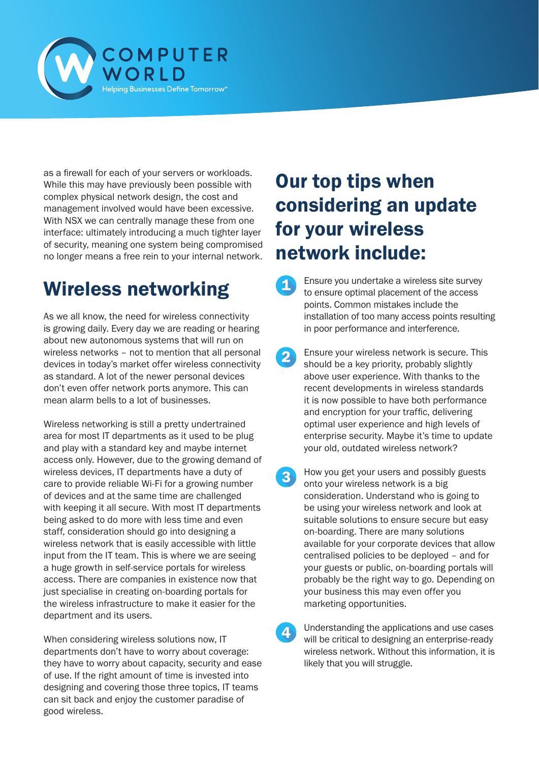as a firewall for each of your servers or workloads. While this may have previously been possible with complex physical network design, the cost and management involved would have been excessive. With NSX we can centrally manage these from one interface: ultimately introducing a much tighter layer of security, meaning one system being compromised no longer means a free rein to your internal network.

## Wireless networking

As we all know, the need for wireless connectivity is growing daily. Every day we are reading or hearing about new autonomous systems that will run on wireless networks – not to mention that all personal devices in today's market offer wireless connectivity as standard. A lot of the newer personal devices don't even offer network ports anymore. This can mean alarm bells to a lot of businesses.

Wireless networking is still a pretty undertrained area for most IT departments as it used to be plug and play with a standard key and maybe internet access only. However, due to the growing demand of wireless devices, IT departments have a duty of care to provide reliable Wi-Fi for a growing number of devices and at the same time are challenged with keeping it all secure. With most IT departments being asked to do more with less time and even staff, consideration should go into designing a wireless network that is easily accessible with little input from the IT team. This is where we are seeing a huge growth in self-service portals for wireless access. There are companies in existence now that just specialise in creating on-boarding portals for the wireless infrastructure to make it easier for the department and its users.

When considering wireless solutions now, IT departments don't have to worry about coverage: they have to worry about capacity, security and ease of use. If the right amount of time is invested into designing and covering those three topics, IT teams can sit back and enjoy the customer paradise of good wireless.

## Our top tips when considering an update for your wireless network include:

1. Ensure you undertake a wireless site survey to ensure optimal placement of the access points. Common mistakes include the installation of too many access points resulting in poor performance and interference.

2. Ensure your wireless network is secure. This should be a key priority, probably slightly above user experience. With thanks to the recent developments in wireless standards it is now possible to have both performance and encryption for your traffic, delivering optimal user experience and high levels of enterprise security. Maybe it's time to update your old, outdated wireless network?

3. How you get your users and possibly guests onto your wireless network is a big consideration. Understand who is going to be using your wireless network and look at suitable solutions to ensure secure but easy on-boarding. There are many solutions available for your corporate devices that allow centralised policies to be deployed – and for your guests or public, on-boarding portals will probably be the right way to go. Depending on your business this may even offer you marketing opportunities.

4. Understanding the applications and use cases will be critical to designing an enterprise-ready wireless network. Without this information, it is likely that you will struggle.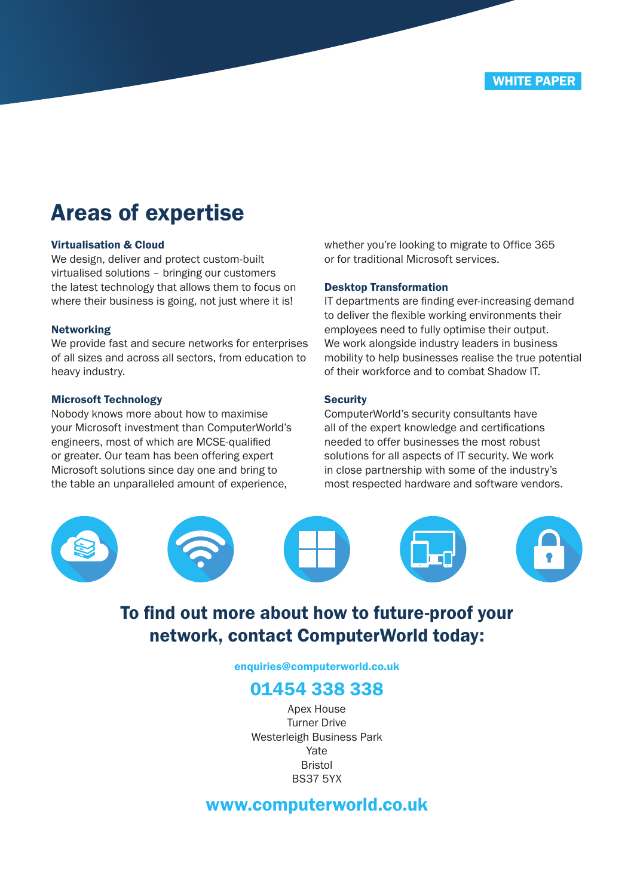WHITE PAPER

# Areas of expertise

### Virtualisation & Cloud

We design, deliver and protect custom-built virtualised solutions – bringing our customers the latest technology that allows them to focus on where their business is going, not just where it is!

### Networking

We provide fast and secure networks for enterprises of all sizes and across all sectors, from education to heavy industry.

### Microsoft Technology

Nobody knows more about how to maximise your Microsoft investment than ComputerWorld's engineers, most of which are MCSE-qualified or greater. Our team has been offering expert Microsoft solutions since day one and bring to the table an unparalleled amount of experience, whether you're looking to migrate to Office 365 or for traditional Microsoft services.

### Desktop Transformation

IT departments are finding ever-increasing demand to deliver the flexible working environments their employees need to fully optimise their output. We work alongside industry leaders in business mobility to help businesses realise the true potential of their workforce and to combat Shadow IT.

### Security

ComputerWorld's security consultants have all of the expert knowledge and certifications needed to offer businesses the most robust solutions for all aspects of IT security. We work in close partnership with some of the industry's most respected hardware and software vendors.

## To find out more about how to future-proof your network, contact ComputerWorld today:

enquiries@computerworld.co.uk

**01454 338 338**

Apex House
Turner Drive
Westerleigh Business Park
Yate
Bristol
BS37 5YX

**www.computerworld.co.uk**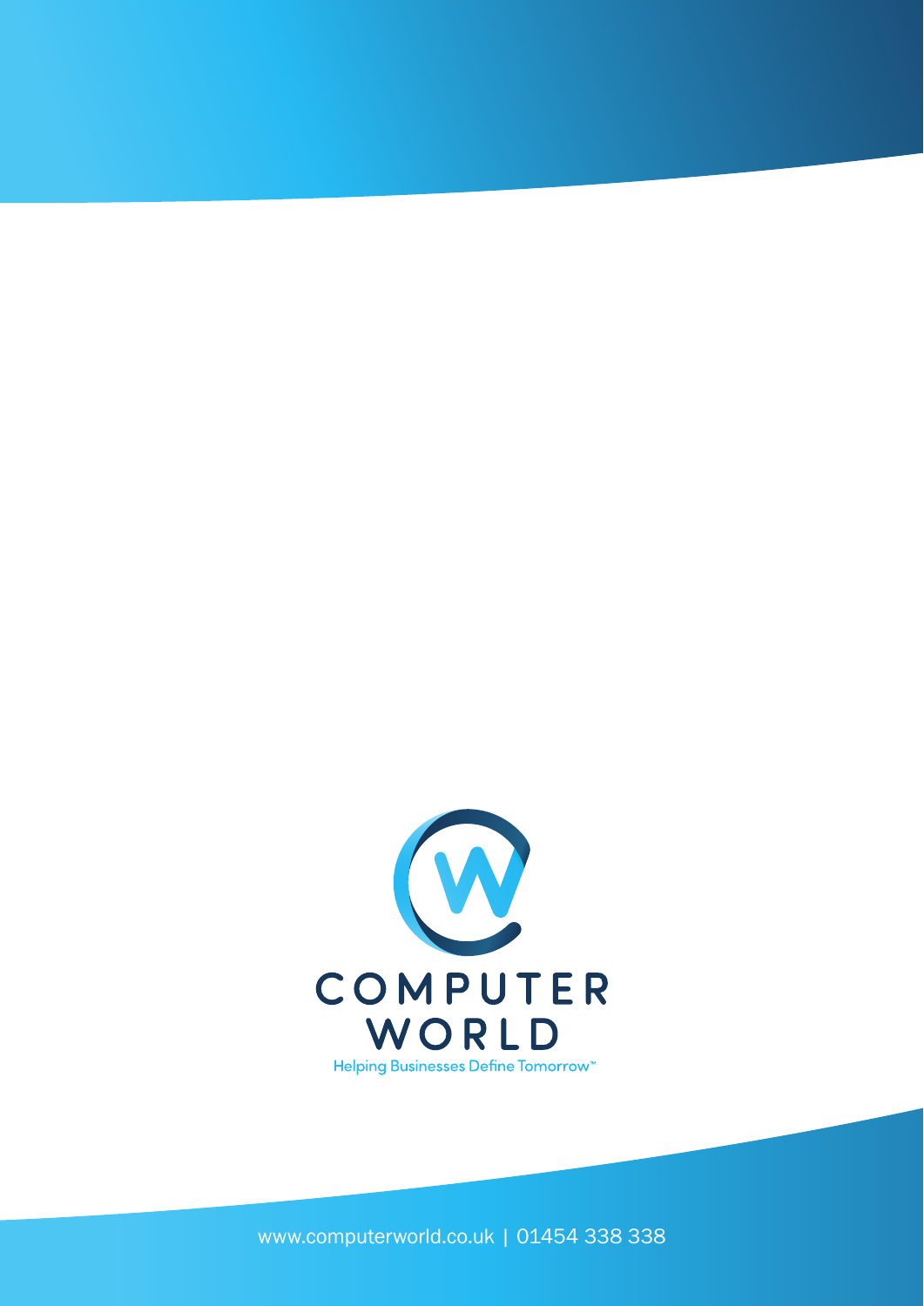COMPUTER WORLD

Helping Businesses Define Tomorrow™

www.computerworld.co.uk | 01454 338 338